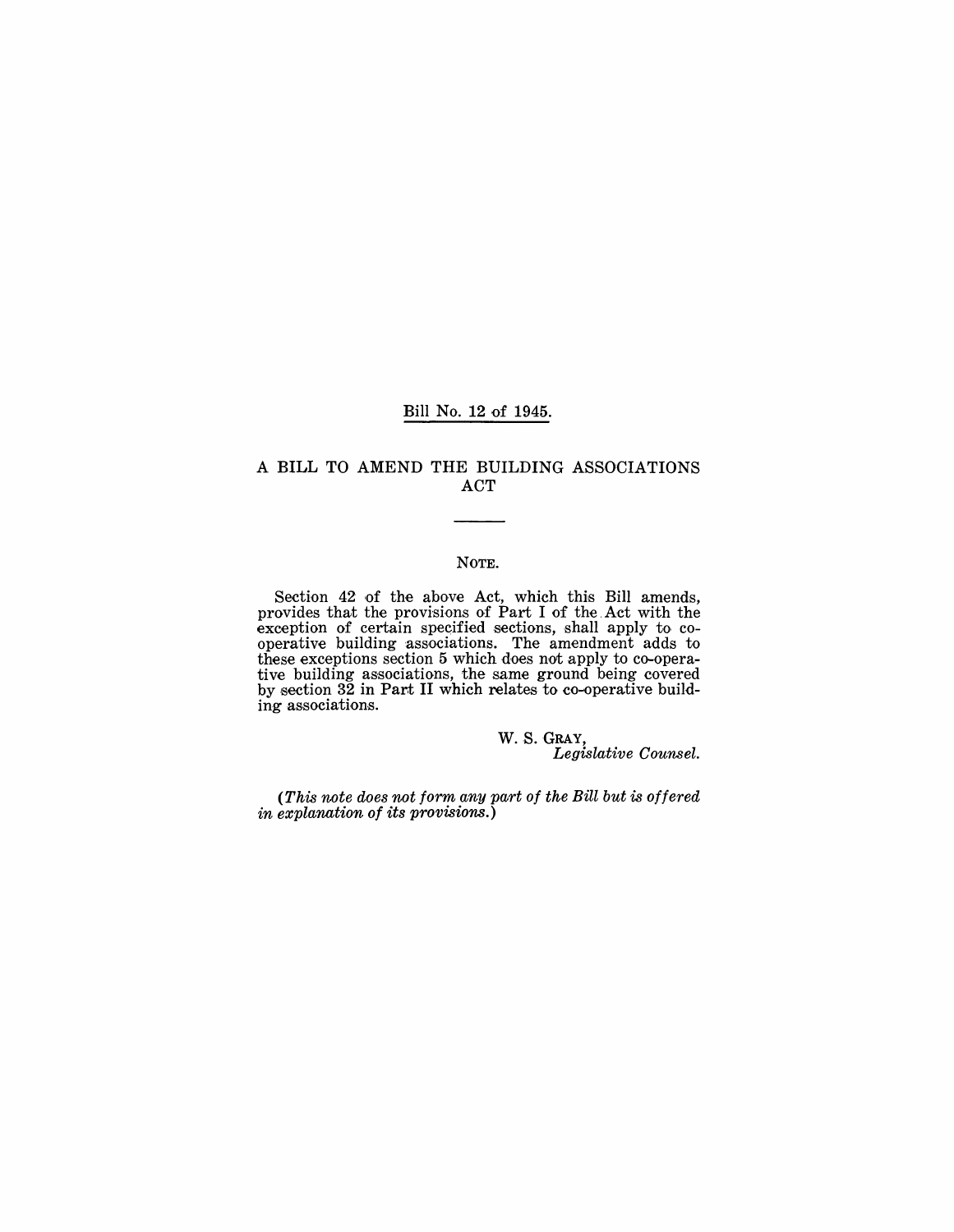# Bill No. 12 of 1945.

## A BILL TO AMEND THE BUILDING ASSOCIATIONS ACT

### NOTE.

Section 42 of the above Act, which this Bill amends, provides that the provisions of Part I of the Act with the exception of certain specified sections, shall apply to co-operative building associations. The amendment adds to these exceptions section 5 which does not apply to co-operative building associations, the same ground being covered by section 32 in Part II which relates to co-operative building associations.

W. S. GRAY,
*Legislative Counsel.*

*(This note does not form any part of the Bill but is offered in explanation of its provisions.)*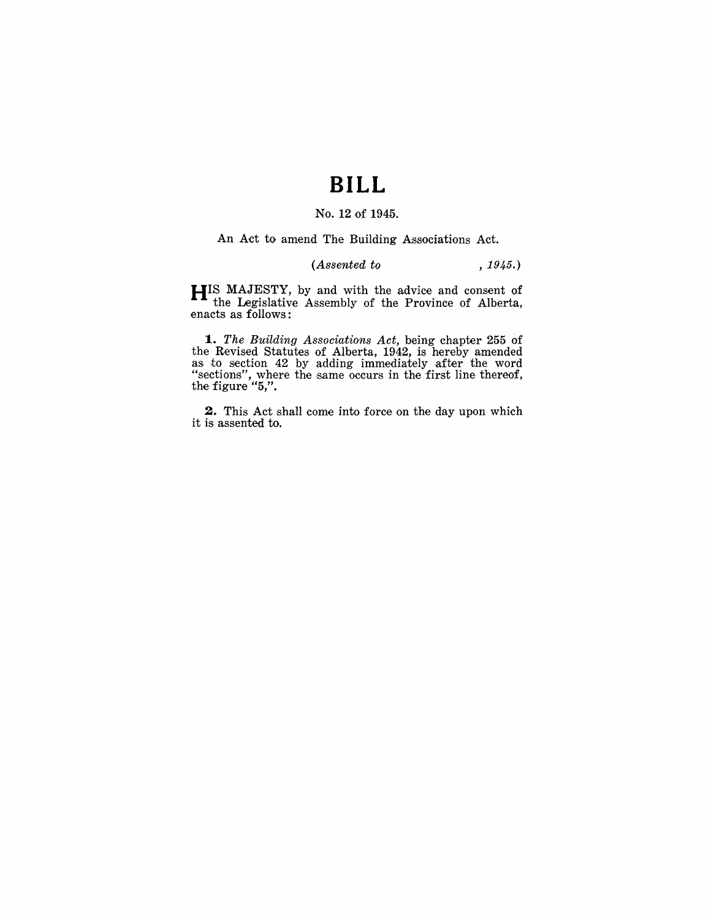# BILL

No. 12 of 1945.

An Act to amend The Building Associations Act.

*(Assented to , 1945.)*

HIS MAJESTY, by and with the advice and consent of the Legislative Assembly of the Province of Alberta, enacts as follows:

**1.** *The Building Associations Act*, being chapter 255 of the Revised Statutes of Alberta, 1942, is hereby amended as to section 42 by adding immediately after the word "sections", where the same occurs in the first line thereof, the figure "5,".

**2.** This Act shall come into force on the day upon which it is assented to.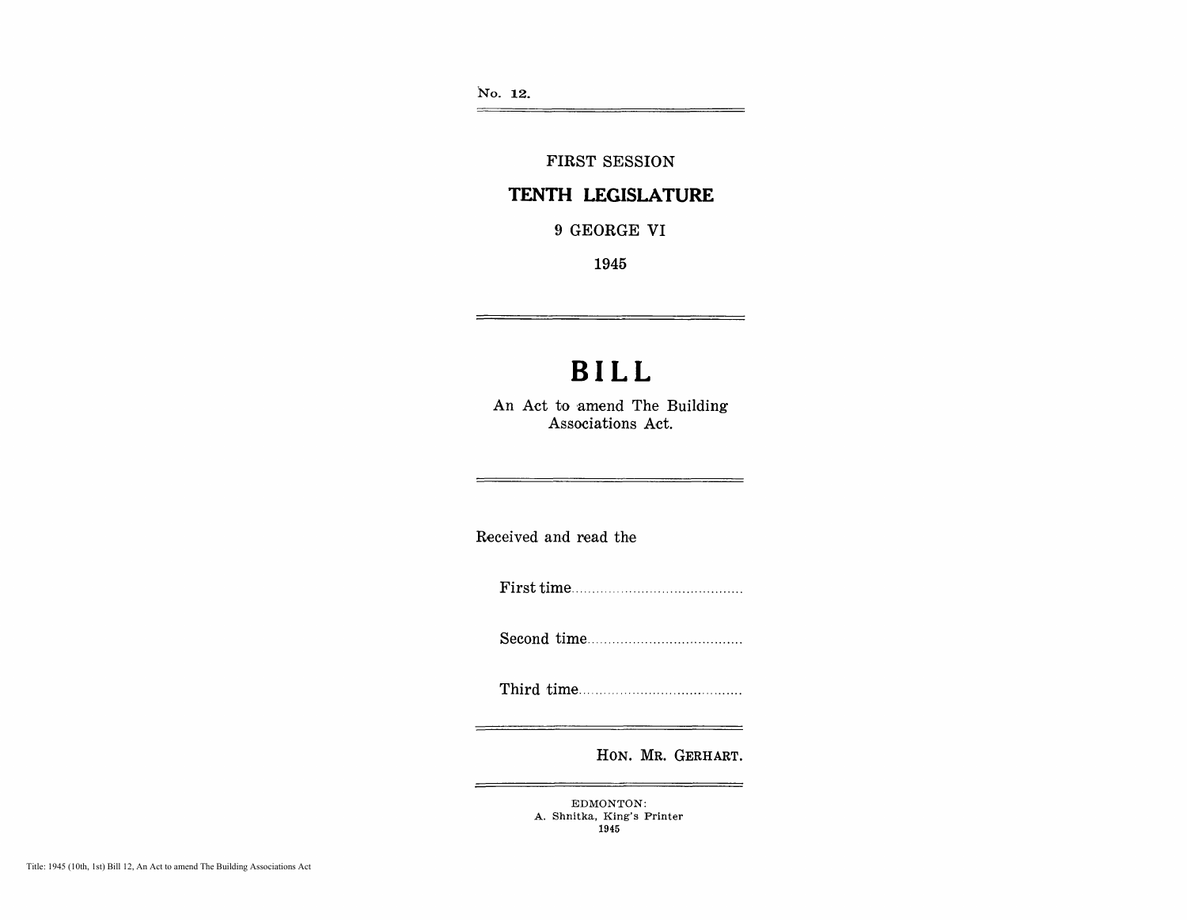No. 12.

FIRST SESSION

## TENTH LEGISLATURE

9 GEORGE VI

1945

# BILL

An Act to amend The Building Associations Act.

Received and read the

First time..........................................

Second time......................................

Third time..........................................

HON. MR. GERHART.

EDMONTON:
A. Shnitka, King's Printer
1945

Title: 1945 (10th, 1st) Bill 12, An Act to amend The Building Associations Act